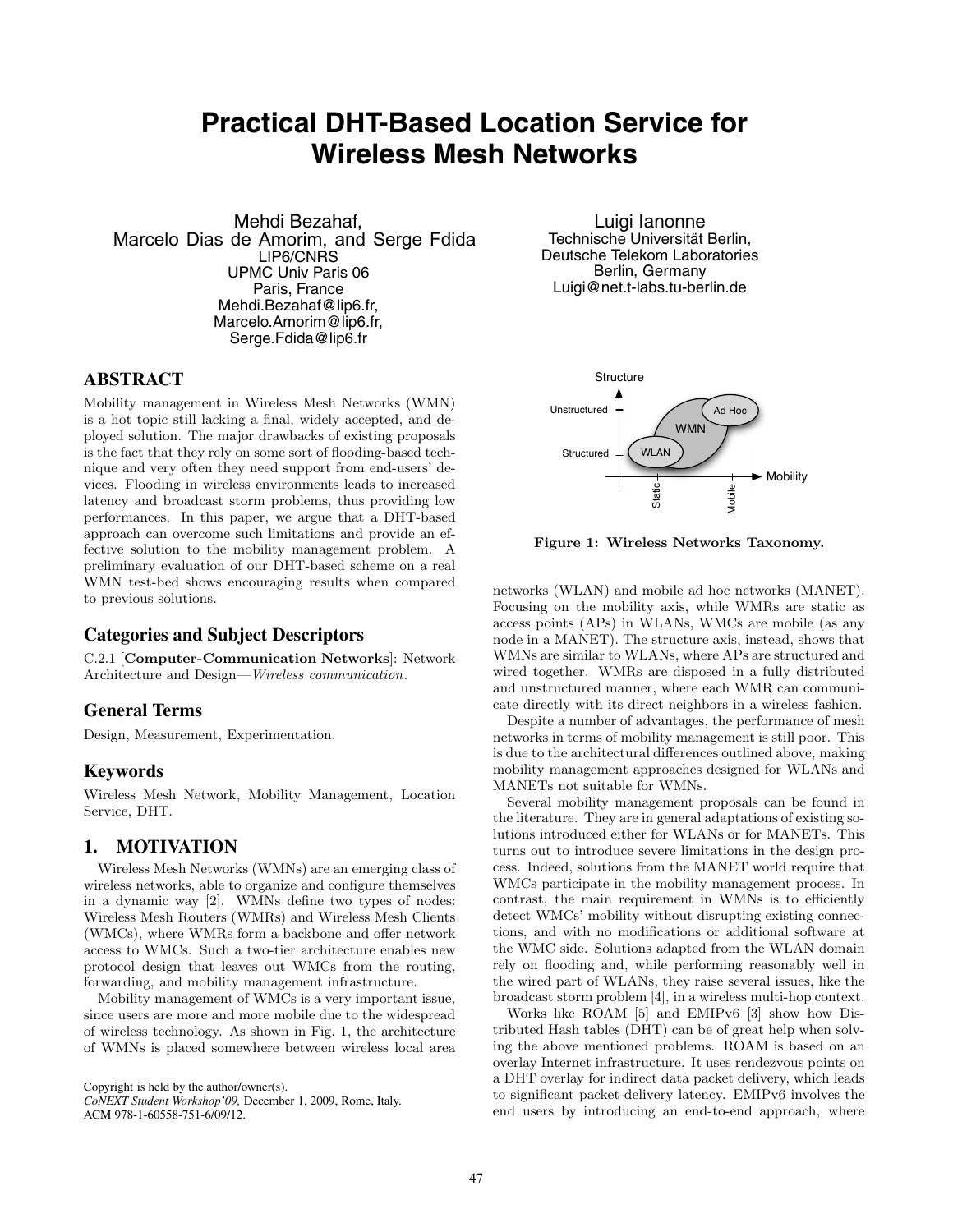# Practical DHT-Based Location Service for Wireless Mesh Networks

Mehdi Bezahaf,
Marcelo Dias de Amorim, and Serge Fdida
LIP6/CNRS
UPMC Univ Paris 06
Paris, France
Mehdi.Bezahaf@lip6.fr,
Marcelo.Amorim@lip6.fr,
Serge.Fdida@lip6.fr

Luigi Iannone
Technische Universität Berlin,
Deutsche Telekom Laboratories
Berlin, Germany
Luigi@net.t-labs.tu-berlin.de

## ABSTRACT

Mobility management in Wireless Mesh Networks (WMN) is a hot topic still lacking a final, widely accepted, and deployed solution. The major drawbacks of existing proposals is the fact that they rely on some sort of flooding-based technique and very often they need support from end-users' devices. Flooding in wireless environments leads to increased latency and broadcast storm problems, thus providing low performances. In this paper, we argue that a DHT-based approach can overcome such limitations and provide an effective solution to the mobility management problem. A preliminary evaluation of our DHT-based scheme on a real WMN test-bed shows encouraging results when compared to previous solutions.

### Categories and Subject Descriptors

C.2.1 [**Computer-Communication Networks**]: Network Architecture and Design—*Wireless communication*.

### General Terms

Design, Measurement, Experimentation.

### Keywords

Wireless Mesh Network, Mobility Management, Location Service, DHT.

## 1. MOTIVATION

Wireless Mesh Networks (WMNs) are an emerging class of wireless networks, able to organize and configure themselves in a dynamic way [2]. WMNs define two types of nodes: Wireless Mesh Routers (WMRs) and Wireless Mesh Clients (WMCs), where WMRs form a backbone and offer network access to WMCs. Such a two-tier architecture enables new protocol design that leaves out WMCs from the routing, forwarding, and mobility management infrastructure.

Mobility management of WMCs is a very important issue, since users are more and more mobile due to the widespread of wireless technology. As shown in Fig. 1, the architecture of WMNs is placed somewhere between wireless local area networks (WLAN) and mobile ad hoc networks (MANET). Focusing on the mobility axis, while WMRs are static as access points (APs) in WLANs, WMCs are mobile (as any node in a MANET). The structure axis, instead, shows that WMNs are similar to WLANs, where APs are structured and wired together. WMRs are disposed in a fully distributed and unstructured manner, where each WMR can communicate directly with its direct neighbors in a wireless fashion.

Figure 1: Wireless Networks Taxonomy.

Despite a number of advantages, the performance of mesh networks in terms of mobility management is still poor. This is due to the architectural differences outlined above, making mobility management approaches designed for WLANs and MANETs not suitable for WMNs.

Several mobility management proposals can be found in the literature. They are in general adaptations of existing solutions introduced either for WLANs or for MANETs. This turns out to introduce severe limitations in the design process. Indeed, solutions from the MANET world require that WMCs participate in the mobility management process. In contrast, the main requirement in WMNs is to efficiently detect WMCs' mobility without disrupting existing connections, and with no modifications or additional software at the WMC side. Solutions adapted from the WLAN domain rely on flooding and, while performing reasonably well in the wired part of WLANs, they raise several issues, like the broadcast storm problem [4], in a wireless multi-hop context.

Works like ROAM [5] and EMIPv6 [3] show how Distributed Hash tables (DHT) can be of great help when solving the above mentioned problems. ROAM is based on an overlay Internet infrastructure. It uses rendezvous points on a DHT overlay for indirect data packet delivery, which leads to significant packet-delivery latency. EMIPv6 involves the end users by introducing an end-to-end approach, where

Copyright is held by the author/owner(s).
*CoNEXT Student Workshop'09,* December 1, 2009, Rome, Italy.
ACM 978-1-60558-751-6/09/12.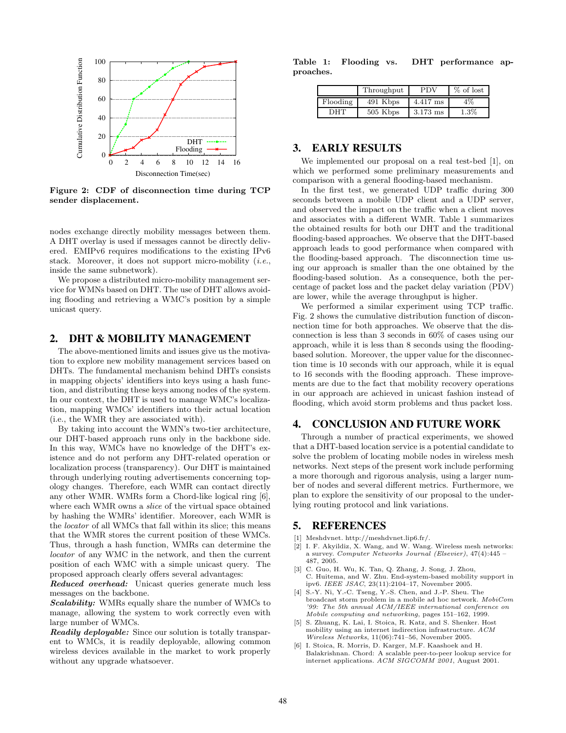100
80
60
40
20
0
Cumulative Distribution Function
0 2 4 6 8 10 12 14 16
Disconnection Time(sec)
DHT
Flooding

**Figure 2: CDF of disconnection time during TCP sender displacement.**

nodes exchange directly mobility messages between them. A DHT overlay is used if messages cannot be directly delivered. EMIPv6 requires modifications to the existing IPv6 stack. Moreover, it does not support micro-mobility (*i.e.*, inside the same subnetwork).

We propose a distributed micro-mobility management service for WMNs based on DHT. The use of DHT allows avoiding flooding and retrieving a WMC's position by a simple unicast query.

## 2. DHT & MOBILITY MANAGEMENT

The above-mentioned limits and issues give us the motivation to explore new mobility management services based on DHTs. The fundamental mechanism behind DHTs consists in mapping objects' identifiers into keys using a hash function, and distributing these keys among nodes of the system. In our context, the DHT is used to manage WMC's localization, mapping WMCs' identifiers into their actual location (i.e., the WMR they are associated with).

By taking into account the WMN's two-tier architecture, our DHT-based approach runs only in the backbone side. In this way, WMCs have no knowledge of the DHT's existence and do not perform any DHT-related operation or localization process (transparency). Our DHT is maintained through underlying routing advertisements concerning topology changes. Therefore, each WMR can contact directly any other WMR. WMRs form a Chord-like logical ring [6], where each WMR owns a *slice* of the virtual space obtained by hashing the WMRs' identifier. Moreover, each WMR is the *locator* of all WMCs that fall within its slice; this means that the WMR stores the current position of these WMCs. Thus, through a hash function, WMRs can determine the *locator* of any WMC in the network, and then the current position of each WMC with a simple unicast query. The proposed approach clearly offers several advantages:

***Reduced overhead:*** Unicast queries generate much less messages on the backbone.

***Scalability:*** WMRs equally share the number of WMCs to manage, allowing the system to work correctly even with large number of WMCs.

***Readily deployable:*** Since our solution is totally transparent to WMCs, it is readily deployable, allowing common wireless devices available in the market to work properly without any upgrade whatsoever.

**Table 1: Flooding vs. DHT performance approaches.**

| | Throughput | PDV | % of lost |
|---|---|---|---|
| Flooding | 491 Kbps | 4.417 ms | 4% |
| DHT | 505 Kbps | 3.173 ms | 1.3% |

## 3. EARLY RESULTS

We implemented our proposal on a real test-bed [1], on which we performed some preliminary measurements and comparison with a general flooding-based mechanism.

In the first test, we generated UDP traffic during 300 seconds between a mobile UDP client and a UDP server, and observed the impact on the traffic when a client moves and associates with a different WMR. Table 1 summarizes the obtained results for both our DHT and the traditional flooding-based approaches. We observe that the DHT-based approach leads to good performance when compared with the flooding-based approach. The disconnection time using our approach is smaller than the one obtained by the flooding-based solution. As a consequence, both the percentage of packet loss and the packet delay variation (PDV) are lower, while the average throughput is higher.

We performed a similar experiment using TCP traffic. Fig. 2 shows the cumulative distribution function of disconnection time for both approaches. We observe that the disconnection is less than 3 seconds in 60% of cases using our approach, while it is less than 8 seconds using the flooding-based solution. Moreover, the upper value for the disconnection time is 10 seconds with our approach, while it is equal to 16 seconds with the flooding approach. These improvements are due to the fact that mobility recovery operations in our approach are achieved in unicast fashion instead of flooding, which avoid storm problems and thus packet loss.

## 4. CONCLUSION AND FUTURE WORK

Through a number of practical experiments, we showed that a DHT-based location service is a potential candidate to solve the problem of locating mobile nodes in wireless mesh networks. Next steps of the present work include performing a more thorough and rigorous analysis, using a larger number of nodes and several different metrics. Furthermore, we plan to explore the sensitivity of our proposal to the underlying routing protocol and link variations.

## 5. REFERENCES

[1] Meshdvnet. http://meshdvnet.lip6.fr/.

[2] I. F. Akyildiz, X. Wang, and W. Wang. Wireless mesh networks: a survey. *Computer Networks Journal (Elsevier)*, 47(4):445 – 487, 2005.

[3] C. Guo, H. Wu, K. Tan, Q. Zhang, J. Song, J. Zhou, C. Huitema, and W. Zhu. End-system-based mobility support in ipv6. *IEEE JSAC*, 23(11):2104–17, November 2005.

[4] S.-Y. Ni, Y.-C. Tseng, Y.-S. Chen, and J.-P. Sheu. The broadcast storm problem in a mobile ad hoc network. *MobiCom '99: The 5th annual ACM/IEEE international conference on Mobile computing and networking*, pages 151–162, 1999.

[5] S. Zhuang, K. Lai, I. Stoica, R. Katz, and S. Shenker. Host mobility using an internet indirection infrastructure. *ACM Wireless Networks*, 11(06):741–56, November 2005.

[6] I. Stoica, R. Morris, D. Karger, M.F. Kaashoek and H. Balakrishnan. Chord: A scalable peer-to-peer lookup service for internet applications. *ACM SIGCOMM 2001*, August 2001.